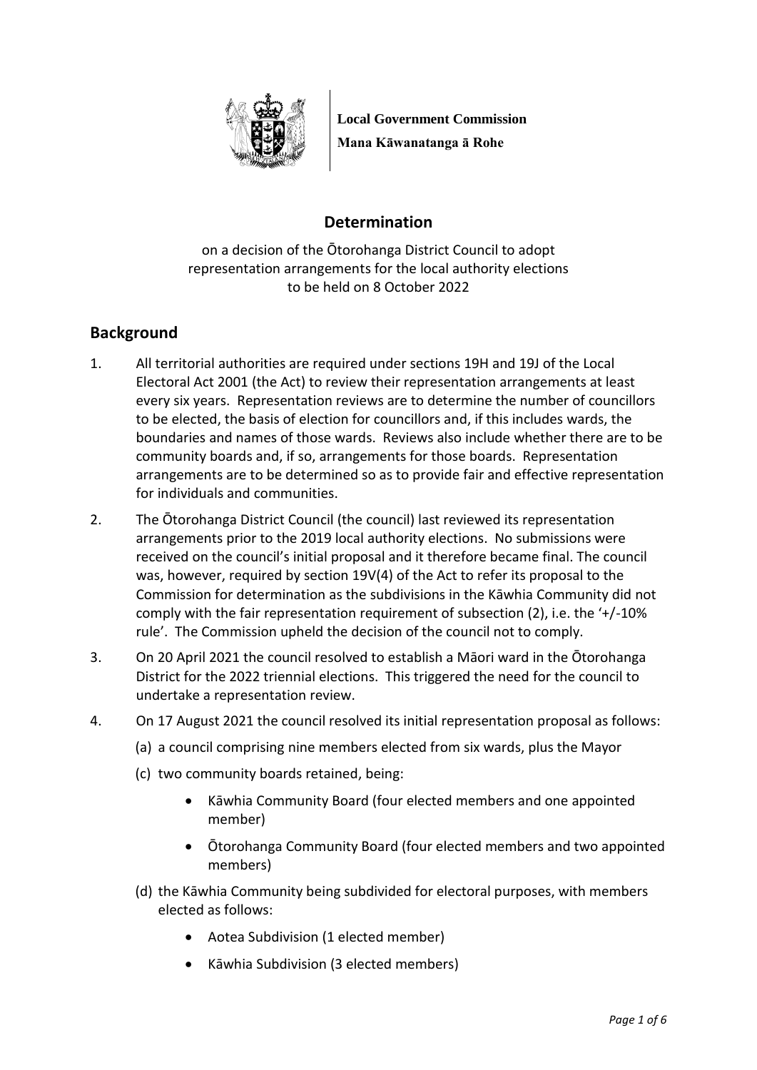**Local Government Commission**
**Mana Kāwanatanga ā Rohe**

# Determination

on a decision of the Ōtorohanga District Council to adopt representation arrangements for the local authority elections to be held on 8 October 2022

## Background

1. All territorial authorities are required under sections 19H and 19J of the Local Electoral Act 2001 (the Act) to review their representation arrangements at least every six years. Representation reviews are to determine the number of councillors to be elected, the basis of election for councillors and, if this includes wards, the boundaries and names of those wards. Reviews also include whether there are to be community boards and, if so, arrangements for those boards. Representation arrangements are to be determined so as to provide fair and effective representation for individuals and communities.

2. The Ōtorohanga District Council (the council) last reviewed its representation arrangements prior to the 2019 local authority elections. No submissions were received on the council's initial proposal and it therefore became final. The council was, however, required by section 19V(4) of the Act to refer its proposal to the Commission for determination as the subdivisions in the Kāwhia Community did not comply with the fair representation requirement of subsection (2), i.e. the '+/-10% rule'. The Commission upheld the decision of the council not to comply.

3. On 20 April 2021 the council resolved to establish a Māori ward in the Ōtorohanga District for the 2022 triennial elections. This triggered the need for the council to undertake a representation review.

4. On 17 August 2021 the council resolved its initial representation proposal as follows:

   (a) a council comprising nine members elected from six wards, plus the Mayor

   (c) two community boards retained, being:

   - Kāwhia Community Board (four elected members and one appointed member)
   - Ōtorohanga Community Board (four elected members and two appointed members)

   (d) the Kāwhia Community being subdivided for electoral purposes, with members elected as follows:

   - Aotea Subdivision (1 elected member)
   - Kāwhia Subdivision (3 elected members)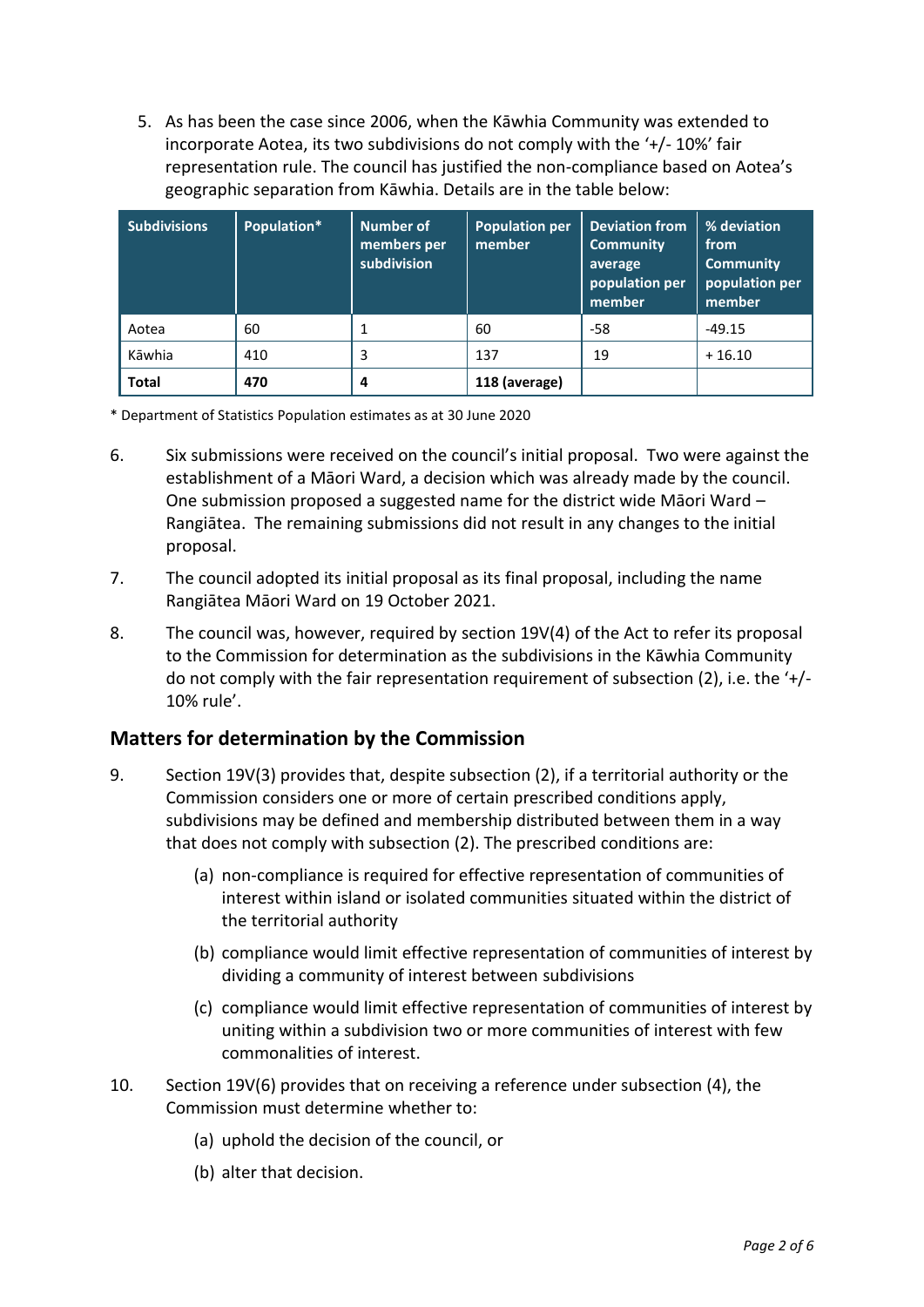5. As has been the case since 2006, when the Kāwhia Community was extended to incorporate Aotea, its two subdivisions do not comply with the '+/- 10%' fair representation rule. The council has justified the non-compliance based on Aotea's geographic separation from Kāwhia. Details are in the table below:

| Subdivisions | Population* | Number of members per subdivision | Population per member | Deviation from Community average population per member | % deviation from Community population per member |
|---|---|---|---|---|---|
| Aotea | 60 | 1 | 60 | -58 | -49.15 |
| Kāwhia | 410 | 3 | 137 | 19 | + 16.10 |
| **Total** | **470** | **4** | **118 (average)** | | |

\* Department of Statistics Population estimates as at 30 June 2020

6. Six submissions were received on the council's initial proposal. Two were against the establishment of a Māori Ward, a decision which was already made by the council. One submission proposed a suggested name for the district wide Māori Ward – Rangiātea. The remaining submissions did not result in any changes to the initial proposal.

7. The council adopted its initial proposal as its final proposal, including the name Rangiātea Māori Ward on 19 October 2021.

8. The council was, however, required by section 19V(4) of the Act to refer its proposal to the Commission for determination as the subdivisions in the Kāwhia Community do not comply with the fair representation requirement of subsection (2), i.e. the '+/- 10% rule'.

## Matters for determination by the Commission

9. Section 19V(3) provides that, despite subsection (2), if a territorial authority or the Commission considers one or more of certain prescribed conditions apply, subdivisions may be defined and membership distributed between them in a way that does not comply with subsection (2). The prescribed conditions are:

   (a) non-compliance is required for effective representation of communities of interest within island or isolated communities situated within the district of the territorial authority

   (b) compliance would limit effective representation of communities of interest by dividing a community of interest between subdivisions

   (c) compliance would limit effective representation of communities of interest by uniting within a subdivision two or more communities of interest with few commonalities of interest.

10. Section 19V(6) provides that on receiving a reference under subsection (4), the Commission must determine whether to:

   (a) uphold the decision of the council, or

   (b) alter that decision.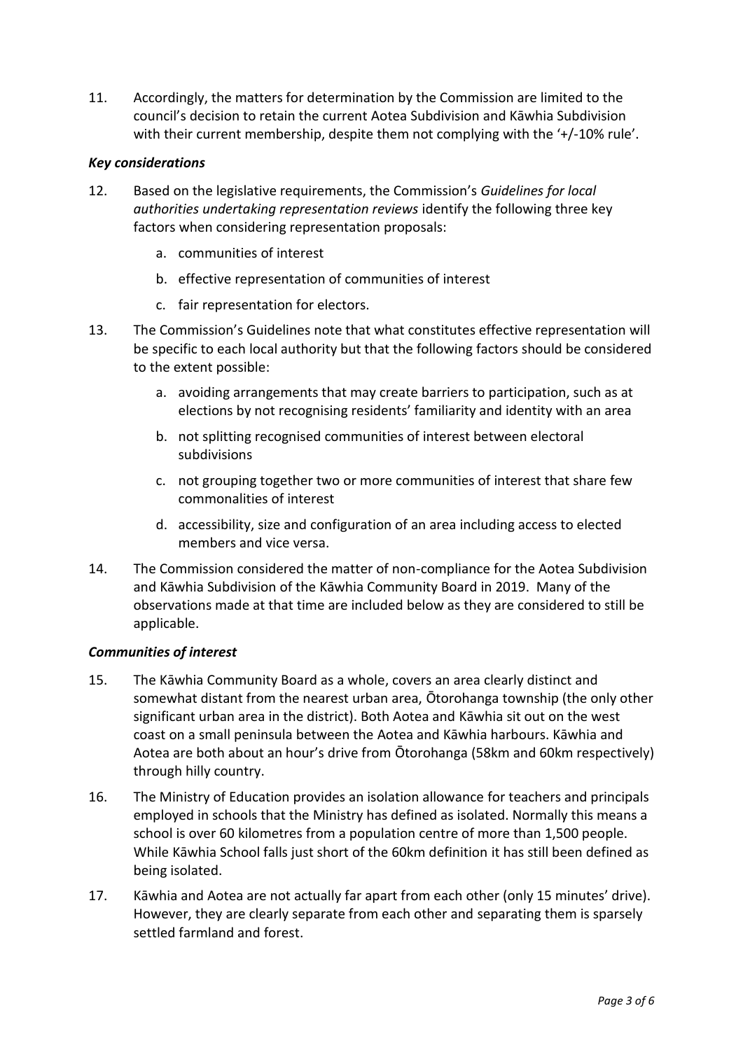11. Accordingly, the matters for determination by the Commission are limited to the council's decision to retain the current Aotea Subdivision and Kāwhia Subdivision with their current membership, despite them not complying with the '+/-10% rule'.

### *Key considerations*

12. Based on the legislative requirements, the Commission's *Guidelines for local authorities undertaking representation reviews* identify the following three key factors when considering representation proposals:

    a. communities of interest

    b. effective representation of communities of interest

    c. fair representation for electors.

13. The Commission's Guidelines note that what constitutes effective representation will be specific to each local authority but that the following factors should be considered to the extent possible:

    a. avoiding arrangements that may create barriers to participation, such as at elections by not recognising residents' familiarity and identity with an area

    b. not splitting recognised communities of interest between electoral subdivisions

    c. not grouping together two or more communities of interest that share few commonalities of interest

    d. accessibility, size and configuration of an area including access to elected members and vice versa.

14. The Commission considered the matter of non-compliance for the Aotea Subdivision and Kāwhia Subdivision of the Kāwhia Community Board in 2019. Many of the observations made at that time are included below as they are considered to still be applicable.

### *Communities of interest*

15. The Kāwhia Community Board as a whole, covers an area clearly distinct and somewhat distant from the nearest urban area, Ōtorohanga township (the only other significant urban area in the district). Both Aotea and Kāwhia sit out on the west coast on a small peninsula between the Aotea and Kāwhia harbours. Kāwhia and Aotea are both about an hour's drive from Ōtorohanga (58km and 60km respectively) through hilly country.

16. The Ministry of Education provides an isolation allowance for teachers and principals employed in schools that the Ministry has defined as isolated. Normally this means a school is over 60 kilometres from a population centre of more than 1,500 people. While Kāwhia School falls just short of the 60km definition it has still been defined as being isolated.

17. Kāwhia and Aotea are not actually far apart from each other (only 15 minutes' drive). However, they are clearly separate from each other and separating them is sparsely settled farmland and forest.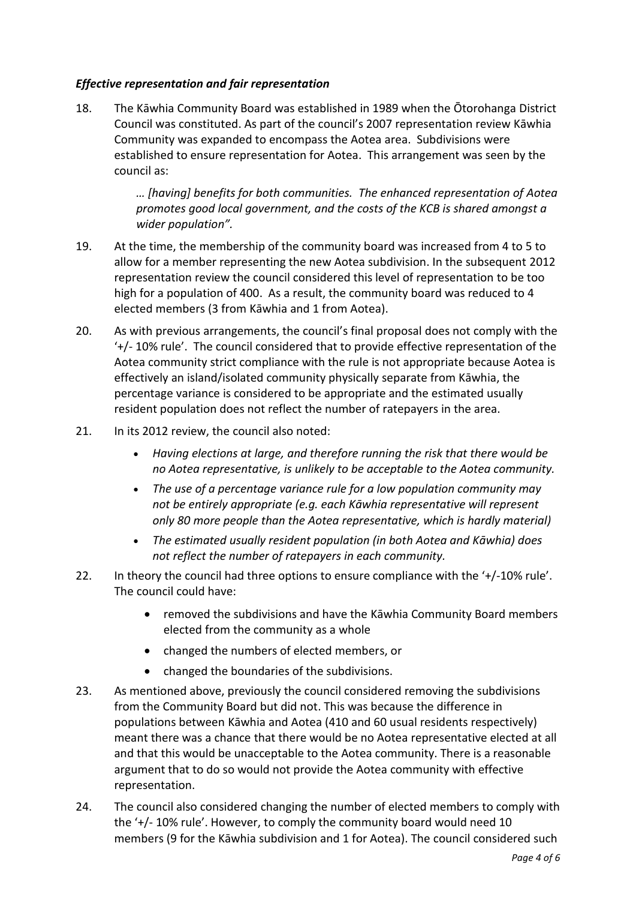### *Effective representation and fair representation*

18. The Kāwhia Community Board was established in 1989 when the Ōtorohanga District Council was constituted. As part of the council's 2007 representation review Kāwhia Community was expanded to encompass the Aotea area. Subdivisions were established to ensure representation for Aotea. This arrangement was seen by the council as:

    *… [having] benefits for both communities. The enhanced representation of Aotea promotes good local government, and the costs of the KCB is shared amongst a wider population".*

19. At the time, the membership of the community board was increased from 4 to 5 to allow for a member representing the new Aotea subdivision. In the subsequent 2012 representation review the council considered this level of representation to be too high for a population of 400. As a result, the community board was reduced to 4 elected members (3 from Kāwhia and 1 from Aotea).

20. As with previous arrangements, the council's final proposal does not comply with the '+/- 10% rule'. The council considered that to provide effective representation of the Aotea community strict compliance with the rule is not appropriate because Aotea is effectively an island/isolated community physically separate from Kāwhia, the percentage variance is considered to be appropriate and the estimated usually resident population does not reflect the number of ratepayers in the area.

21. In its 2012 review, the council also noted:

    - *Having elections at large, and therefore running the risk that there would be no Aotea representative, is unlikely to be acceptable to the Aotea community.*
    - *The use of a percentage variance rule for a low population community may not be entirely appropriate (e.g. each Kāwhia representative will represent only 80 more people than the Aotea representative, which is hardly material)*
    - *The estimated usually resident population (in both Aotea and Kāwhia) does not reflect the number of ratepayers in each community.*

22. In theory the council had three options to ensure compliance with the '+/-10% rule'. The council could have:

    - removed the subdivisions and have the Kāwhia Community Board members elected from the community as a whole
    - changed the numbers of elected members, or
    - changed the boundaries of the subdivisions.

23. As mentioned above, previously the council considered removing the subdivisions from the Community Board but did not. This was because the difference in populations between Kāwhia and Aotea (410 and 60 usual residents respectively) meant there was a chance that there would be no Aotea representative elected at all and that this would be unacceptable to the Aotea community. There is a reasonable argument that to do so would not provide the Aotea community with effective representation.

24. The council also considered changing the number of elected members to comply with the '+/- 10% rule'. However, to comply the community board would need 10 members (9 for the Kāwhia subdivision and 1 for Aotea). The council considered such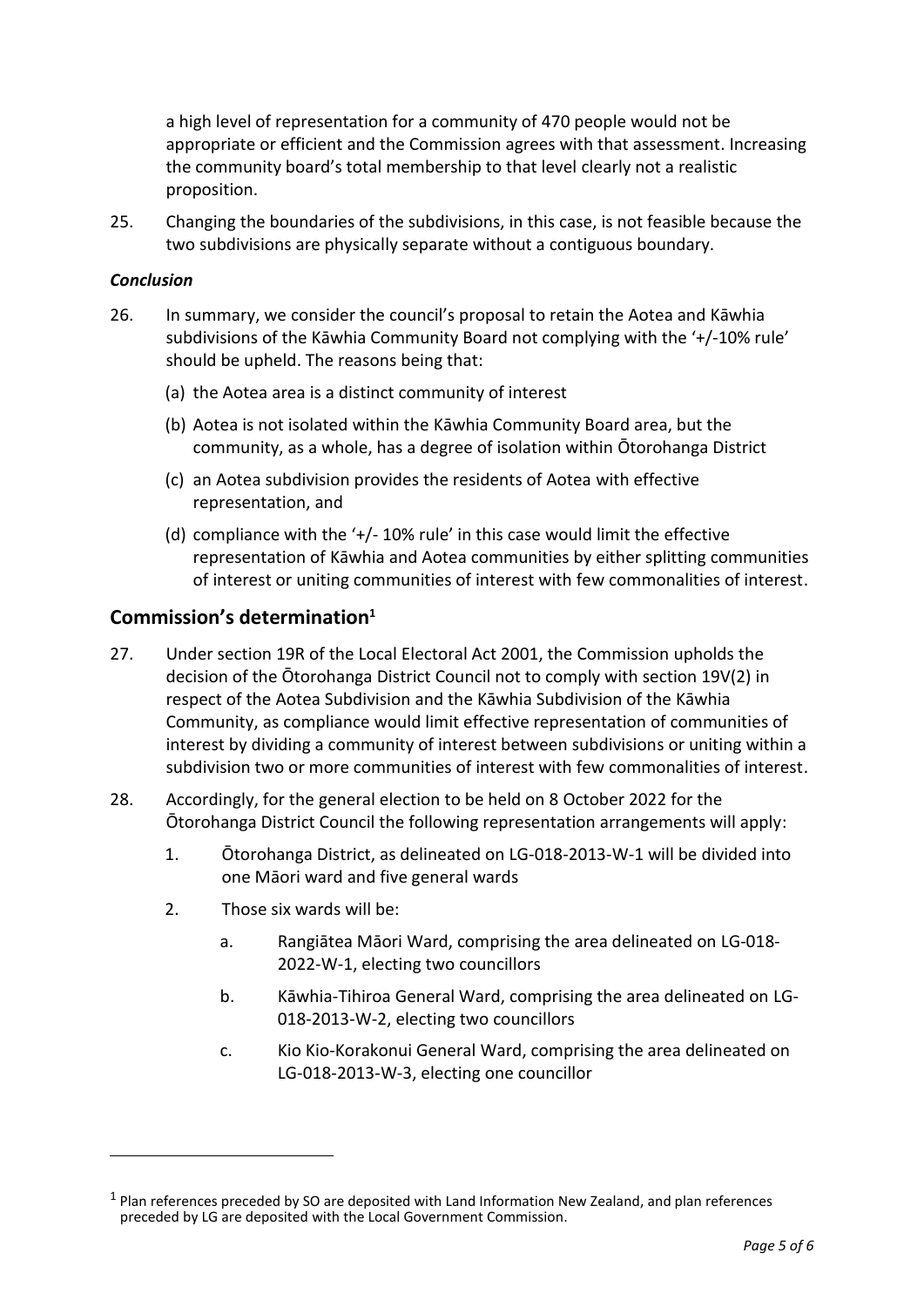a high level of representation for a community of 470 people would not be appropriate or efficient and the Commission agrees with that assessment. Increasing the community board's total membership to that level clearly not a realistic proposition.

25. Changing the boundaries of the subdivisions, in this case, is not feasible because the two subdivisions are physically separate without a contiguous boundary.

### *Conclusion*

26. In summary, we consider the council's proposal to retain the Aotea and Kāwhia subdivisions of the Kāwhia Community Board not complying with the '+/-10% rule' should be upheld. The reasons being that:
    - (a) the Aotea area is a distinct community of interest
    - (b) Aotea is not isolated within the Kāwhia Community Board area, but the community, as a whole, has a degree of isolation within Ōtorohanga District
    - (c) an Aotea subdivision provides the residents of Aotea with effective representation, and
    - (d) compliance with the '+/- 10% rule' in this case would limit the effective representation of Kāwhia and Aotea communities by either splitting communities of interest or uniting communities of interest with few commonalities of interest.

## Commission's determination[1]

27. Under section 19R of the Local Electoral Act 2001, the Commission upholds the decision of the Ōtorohanga District Council not to comply with section 19V(2) in respect of the Aotea Subdivision and the Kāwhia Subdivision of the Kāwhia Community, as compliance would limit effective representation of communities of interest by dividing a community of interest between subdivisions or uniting within a subdivision two or more communities of interest with few commonalities of interest.

28. Accordingly, for the general election to be held on 8 October 2022 for the Ōtorohanga District Council the following representation arrangements will apply:
    1. Ōtorohanga District, as delineated on LG-018-2013-W-1 will be divided into one Māori ward and five general wards
    2. Those six wards will be:
        - a. Rangiātea Māori Ward, comprising the area delineated on LG-018-2022-W-1, electing two councillors
        - b. Kāwhia-Tihiroa General Ward, comprising the area delineated on LG-018-2013-W-2, electing two councillors
        - c. Kio Kio-Korakonui General Ward, comprising the area delineated on LG-018-2013-W-3, electing one councillor

---

[1] Plan references preceded by SO are deposited with Land Information New Zealand, and plan references preceded by LG are deposited with the Local Government Commission.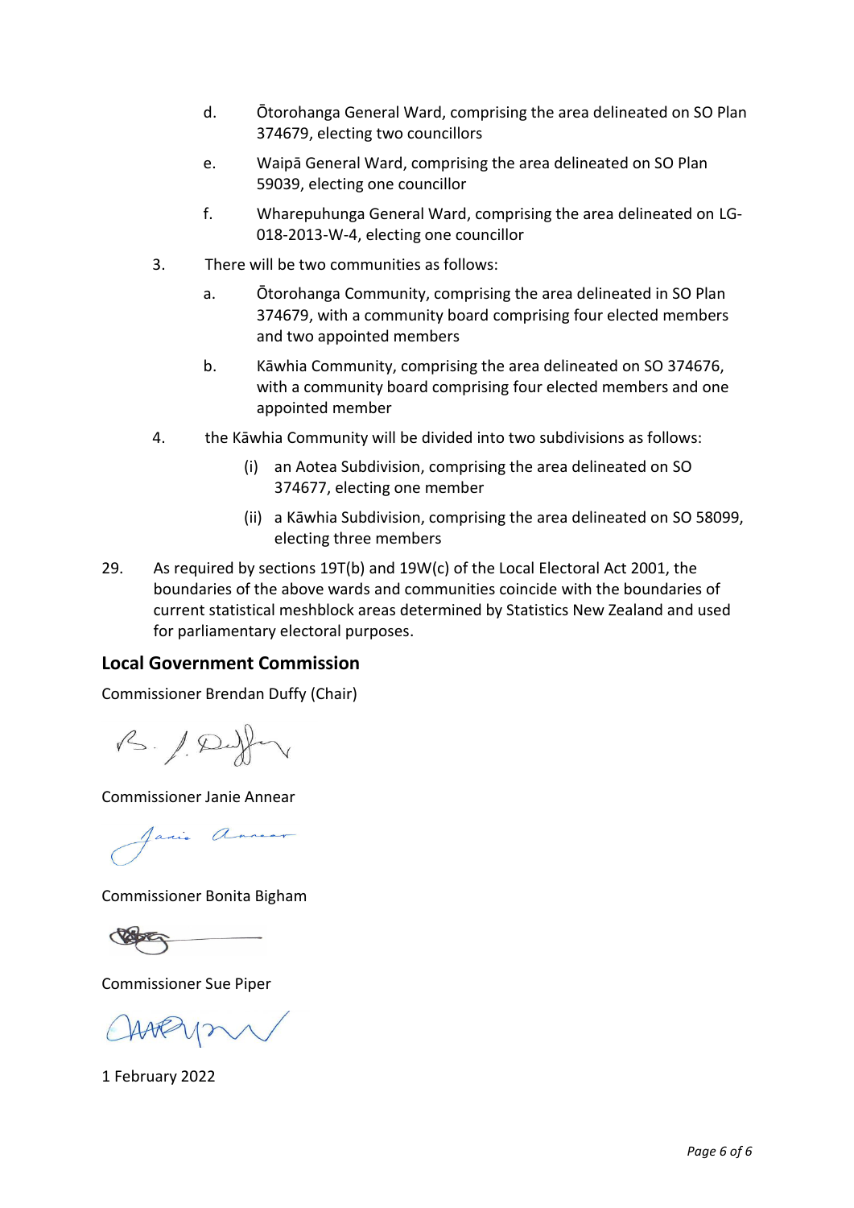d. Ōtorohanga General Ward, comprising the area delineated on SO Plan 374679, electing two councillors

e. Waipā General Ward, comprising the area delineated on SO Plan 59039, electing one councillor

f. Wharepuhunga General Ward, comprising the area delineated on LG-018-2013-W-4, electing one councillor

3. There will be two communities as follows:

   a. Ōtorohanga Community, comprising the area delineated in SO Plan 374679, with a community board comprising four elected members and two appointed members

   b. Kāwhia Community, comprising the area delineated on SO 374676, with a community board comprising four elected members and one appointed member

4. the Kāwhia Community will be divided into two subdivisions as follows:

   (i) an Aotea Subdivision, comprising the area delineated on SO 374677, electing one member

   (ii) a Kāwhia Subdivision, comprising the area delineated on SO 58099, electing three members

29. As required by sections 19T(b) and 19W(c) of the Local Electoral Act 2001, the boundaries of the above wards and communities coincide with the boundaries of current statistical meshblock areas determined by Statistics New Zealand and used for parliamentary electoral purposes.

## Local Government Commission

Commissioner Brendan Duffy (Chair)

Commissioner Janie Annear

Commissioner Bonita Bigham

Commissioner Sue Piper

1 February 2022